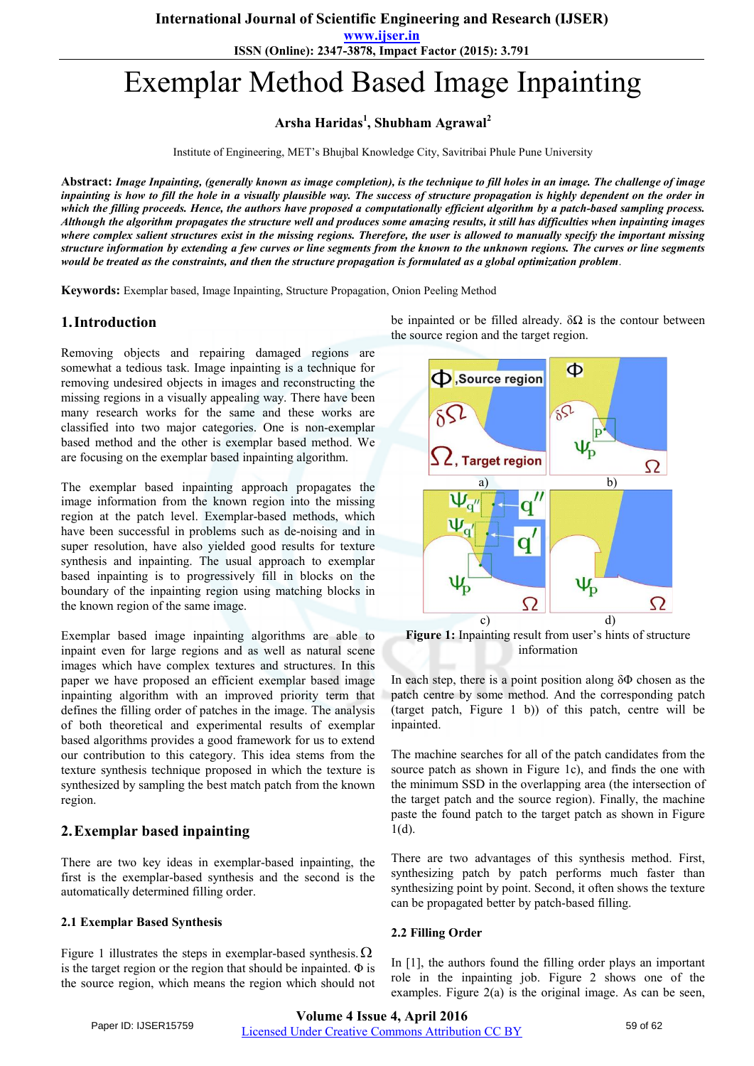# Exemplar Method Based Image Inpainting

**Arsha Haridas[1], Shubham Agrawal[2]**

Institute of Engineering, MET's Bhujbal Knowledge City, Savitribai Phule Pune University

**Abstract:** ***Image Inpainting, (generally known as image completion), is the technique to fill holes in an image. The challenge of image inpainting is how to fill the hole in a visually plausible way. The success of structure propagation is highly dependent on the order in which the filling proceeds. Hence, the authors have proposed a computationally efficient algorithm by a patch-based sampling process. Although the algorithm propagates the structure well and produces some amazing results, it still has difficulties when inpainting images where complex salient structures exist in the missing regions. Therefore, the user is allowed to manually specify the important missing structure information by extending a few curves or line segments from the known to the unknown regions. The curves or line segments would be treated as the constraints, and then the structure propagation is formulated as a global optimization problem.***

**Keywords:** Exemplar based, Image Inpainting, Structure Propagation, Onion Peeling Method

## 1. Introduction

Removing objects and repairing damaged regions are somewhat a tedious task. Image inpainting is a technique for removing undesired objects in images and reconstructing the missing regions in a visually appealing way. There have been many research works for the same and these works are classified into two major categories. One is non-exemplar based method and the other is exemplar based method. We are focusing on the exemplar based inpainting algorithm.

The exemplar based inpainting approach propagates the image information from the known region into the missing region at the patch level. Exemplar-based methods, which have been successful in problems such as de-noising and in super resolution, have also yielded good results for texture synthesis and inpainting. The usual approach to exemplar based inpainting is to progressively fill in blocks on the boundary of the inpainting region using matching blocks in the known region of the same image.

Exemplar based image inpainting algorithms are able to inpaint even for large regions and as well as natural scene images which have complex textures and structures. In this paper we have proposed an efficient exemplar based image inpainting algorithm with an improved priority term that defines the filling order of patches in the image. The analysis of both theoretical and experimental results of exemplar based algorithms provides a good framework for us to extend our contribution to this category. This idea stems from the texture synthesis technique proposed in which the texture is synthesized by sampling the best match patch from the known region.

## 2. Exemplar based inpainting

There are two key ideas in exemplar-based inpainting, the first is the exemplar-based synthesis and the second is the automatically determined filling order.

### 2.1 Exemplar Based Synthesis

Figure 1 illustrates the steps in exemplar-based synthesis. $\Omega$ is the target region or the region that should be inpainted. $\Phi$ is the source region, which means the region which should not be inpainted or be filled already. $\delta\Omega$ is the contour between the source region and the target region.

**Figure 1:** Inpainting result from user's hints of structure information

In each step, there is a point position along $\delta\Phi$ chosen as the patch centre by some method. And the corresponding patch (target patch, Figure 1 b)) of this patch, centre will be inpainted.

The machine searches for all of the patch candidates from the source patch as shown in Figure 1c), and finds the one with the minimum SSD in the overlapping area (the intersection of the target patch and the source region). Finally, the machine paste the found patch to the target patch as shown in Figure 1(d).

There are two advantages of this synthesis method. First, synthesizing patch by patch performs much faster than synthesizing point by point. Second, it often shows the texture can be propagated better by patch-based filling.

### 2.2 Filling Order

In [1], the authors found the filling order plays an important role in the inpainting job. Figure 2 shows one of the examples. Figure 2(a) is the original image. As can be seen,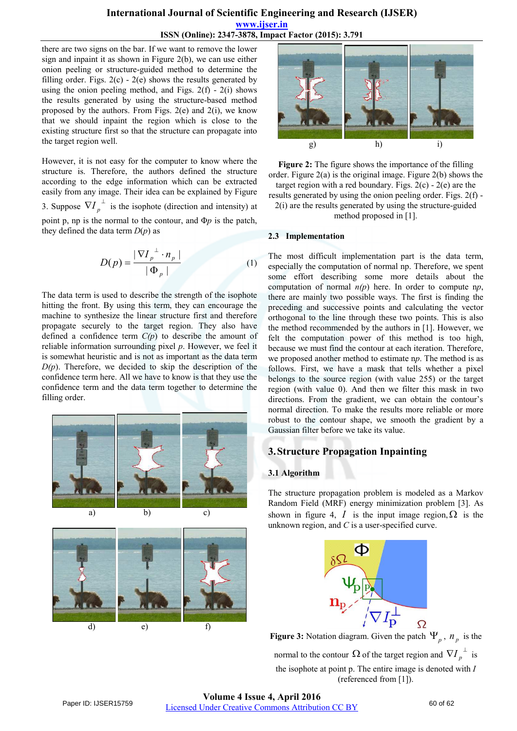there are two signs on the bar. If we want to remove the lower sign and inpaint it as shown in Figure 2(b), we can use either onion peeling or structure-guided method to determine the filling order. Figs. 2(c) - 2(e) shows the results generated by using the onion peeling method, and Figs. 2(f) - 2(i) shows the results generated by using the structure-based method proposed by the authors. From Figs. 2(e) and 2(i), we know that we should inpaint the region which is close to the existing structure first so that the structure can propagate into the target region well.

However, it is not easy for the computer to know where the structure is. Therefore, the authors defined the structure according to the edge information which can be extracted easily from any image. Their idea can be explained by Figure 3. Suppose $\nabla I_p^{\perp}$ is the isophote (direction and intensity) at point p, np is the normal to the contour, and $\Phi p$ is the patch, they defined the data term $D(p)$ as

$$D(p) = \frac{|\nabla I_p^{\perp} \cdot n_p|}{|\Phi_p|} \quad (1)$$

The data term is used to describe the strength of the isophote hitting the front. By using this term, they can encourage the machine to synthesize the linear structure first and thereby propagate securely to the target region. They also have defined a confidence term $C(p)$ to describe the amount of reliable information surrounding pixel $p$. However, we feel it is somewhat heuristic and is not as important as the data term $D(p)$. Therefore, we decided to skip the description of the confidence term here. All we have to know is that they use the confidence term and the data term together to determine the filling order.

a) b) c)

d) e) f)

g) h) i)

**Figure 2:** The figure shows the importance of the filling order. Figure 2(a) is the original image. Figure 2(b) shows the target region with a red boundary. Figs. 2(c) - 2(e) are the results generated by using the onion peeling order. Figs. 2(f) - 2(i) are the results generated by using the structure-guided method proposed in [1].

### 2.3 Implementation

The most difficult implementation part is the data term, especially the computation of normal np. Therefore, we spent some effort describing some more details about the computation of normal $n(p)$ here. In order to compute $n_p$, there are mainly two possible ways. The first is finding the preceding and successive points and calculating the vector orthogonal to the line through these two points. This is also the method recommended by the authors in [1]. However, we felt the computation power of this method is too high, because we must find the contour at each iteration. Therefore, we proposed another method to estimate $n_p$. The method is as follows. First, we have a mask that tells whether a pixel belongs to the source region (with value 255) or the target region (with value 0). And then we filter this mask in two directions. From the gradient, we can obtain the contour's normal direction. To make the results more reliable or more robust to the contour shape, we smooth the gradient by a Gaussian filter before we take its value.

## 3. Structure Propagation Inpainting

### 3.1 Algorithm

The structure propagation problem is modeled as a Markov Random Field (MRF) energy minimization problem [3]. As shown in figure 4, $I$ is the input image region, $\Omega$ is the unknown region, and $C$ is a user-specified curve.

**Figure 3:** Notation diagram. Given the patch $\Psi_p$, $n_p$ is the normal to the contour $\Omega$ of the target region and $\nabla I_p^{\perp}$ is the isophote at point p. The entire image is denoted with $I$ (referenced from [1]).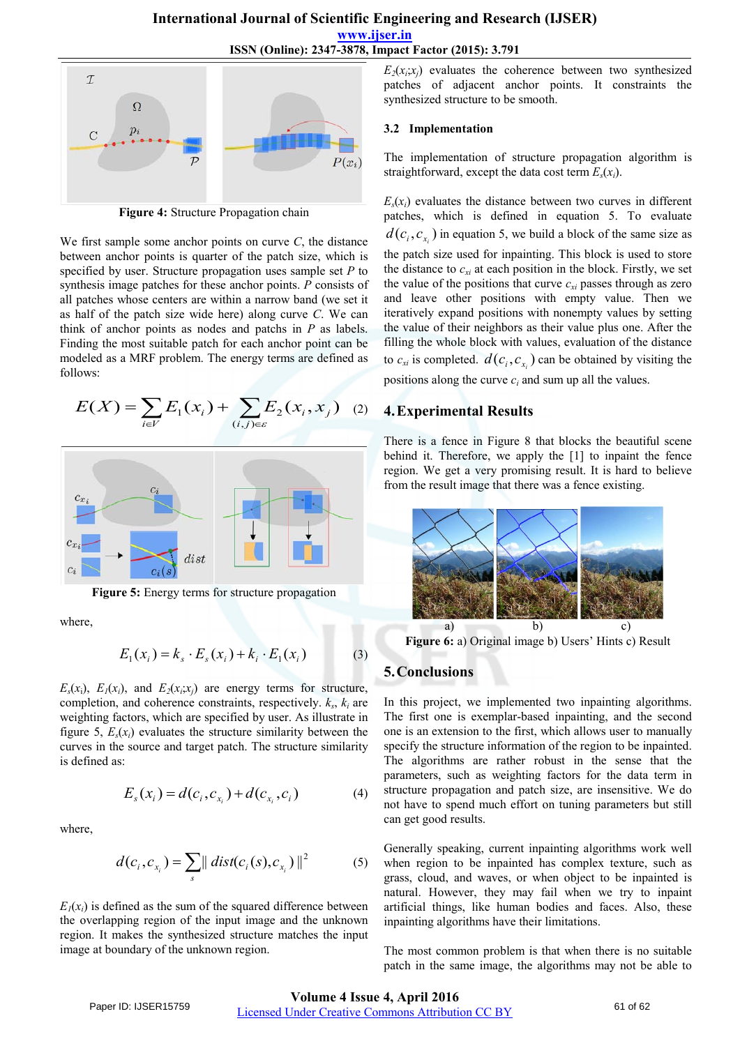Figure 4: Structure Propagation chain

We first sample some anchor points on curve $C$, the distance between anchor points is quarter of the patch size, which is specified by user. Structure propagation uses sample set $P$ to synthesis image patches for these anchor points. $P$ consists of all patches whose centers are within a narrow band (we set it as half of the patch size wide here) along curve $C$. We can think of anchor points as nodes and patchs in $P$ as labels. Finding the most suitable patch for each anchor point can be modeled as a MRF problem. The energy terms are defined as follows:

$$E(X) = \sum_{i \in V} E_1(x_i) + \sum_{(i,j) \in \varepsilon} E_2(x_i, x_j) \quad (2)$$

Figure 5: Energy terms for structure propagation

where,

$$E_1(x_i) = k_s \cdot E_s(x_i) + k_i \cdot E_I(x_i) \quad (3)$$

$E_s(x_i)$, $E_I(x_i)$, and $E_2(x_i;x_j)$ are energy terms for structure, completion, and coherence constraints, respectively. $k_s$, $k_i$ are weighting factors, which are specified by user. As illustrate in figure 5, $E_s(x_i)$ evaluates the structure similarity between the curves in the source and target patch. The structure similarity is defined as:

$$E_s(x_i) = d(c_i, c_{x_i}) + d(c_{x_i}, c_i) \quad (4)$$

where,

$$d(c_i, c_{x_i}) = \sum_s \| dist(c_i(s), c_{x_i}) \|^2 \quad (5)$$

$E_I(x_i)$ is defined as the sum of the squared difference between the overlapping region of the input image and the unknown region. It makes the synthesized structure matches the input image at boundary of the unknown region.

$E_2(x_i;x_j)$ evaluates the coherence between two synthesized patches of adjacent anchor points. It constraints the synthesized structure to be smooth.

### 3.2 Implementation

The implementation of structure propagation algorithm is straightforward, except the data cost term $E_s(x_i)$.

$E_s(x_i)$ evaluates the distance between two curves in different patches, which is defined in equation 5. To evaluate $d(c_i, c_{x_i})$ in equation 5, we build a block of the same size as the patch size used for inpainting. This block is used to store the distance to $c_{xi}$ at each position in the block. Firstly, we set the value of the positions that curve $c_{xi}$ passes through as zero and leave other positions with empty value. Then we iteratively expand positions with nonempty values by setting the value of their neighbors as their value plus one. After the filling the whole block with values, evaluation of the distance to $c_{xi}$ is completed. $d(c_i, c_{x_i})$ can be obtained by visiting the positions along the curve $c_i$ and sum up all the values.

## 4. Experimental Results

There is a fence in Figure 8 that blocks the beautiful scene behind it. Therefore, we apply the [1] to inpaint the fence region. We get a very promising result. It is hard to believe from the result image that there was a fence existing.

Figure 6: a) Original image b) Users' Hints c) Result

## 5. Conclusions

In this project, we implemented two inpainting algorithms. The first one is exemplar-based inpainting, and the second one is an extension to the first, which allows user to manually specify the structure information of the region to be inpainted. The algorithms are rather robust in the sense that the parameters, such as weighting factors for the data term in structure propagation and patch size, are insensitive. We do not have to spend much effort on tuning parameters but still can get good results.

Generally speaking, current inpainting algorithms work well when region to be inpainted has complex texture, such as grass, cloud, and waves, or when object to be inpainted is natural. However, they may fail when we try to inpaint artificial things, like human bodies and faces. Also, these inpainting algorithms have their limitations.

The most common problem is that when there is no suitable patch in the same image, the algorithms may not be able to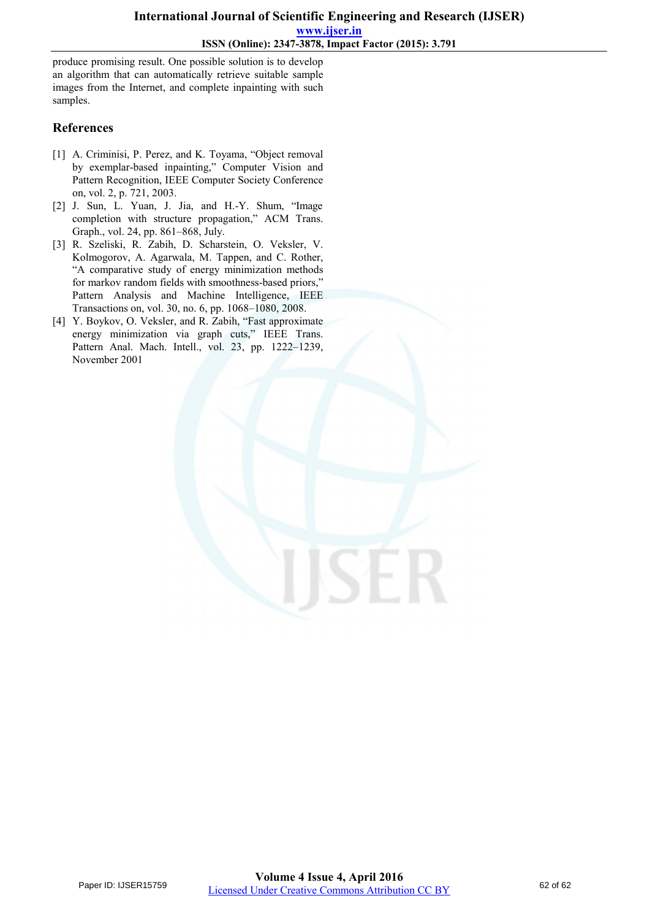produce promising result. One possible solution is to develop an algorithm that can automatically retrieve suitable sample images from the Internet, and complete inpainting with such samples.

## References

[1] A. Criminisi, P. Perez, and K. Toyama, "Object removal by exemplar-based inpainting," Computer Vision and Pattern Recognition, IEEE Computer Society Conference on, vol. 2, p. 721, 2003.

[2] J. Sun, L. Yuan, J. Jia, and H.-Y. Shum, "Image completion with structure propagation," ACM Trans. Graph., vol. 24, pp. 861–868, July.

[3] R. Szeliski, R. Zabih, D. Scharstein, O. Veksler, V. Kolmogorov, A. Agarwala, M. Tappen, and C. Rother, "A comparative study of energy minimization methods for markov random fields with smoothness-based priors," Pattern Analysis and Machine Intelligence, IEEE Transactions on, vol. 30, no. 6, pp. 1068–1080, 2008.

[4] Y. Boykov, O. Veksler, and R. Zabih, "Fast approximate energy minimization via graph cuts," IEEE Trans. Pattern Anal. Mach. Intell., vol. 23, pp. 1222–1239, November 2001